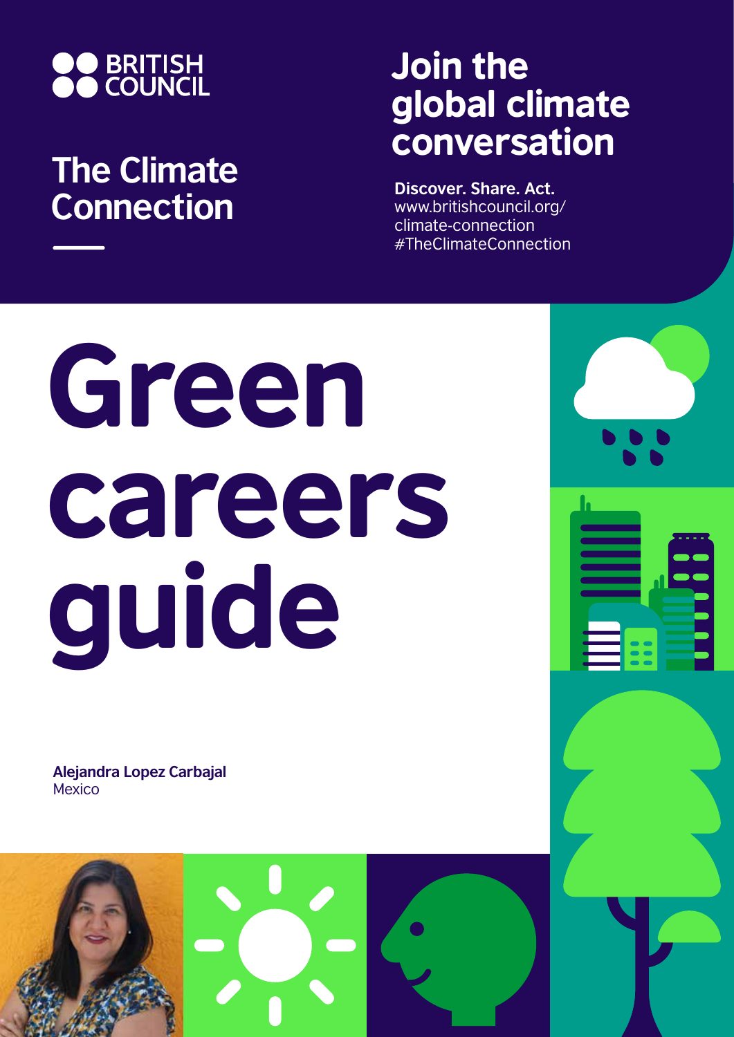BRITISH COUNCIL

## The Climate Connection

## Join the global climate conversation

**Discover. Share. Act.**
www.britishcouncil.org/climate-connection
#TheClimateConnection

# Green careers guide

**Alejandra Lopez Carbajal**
Mexico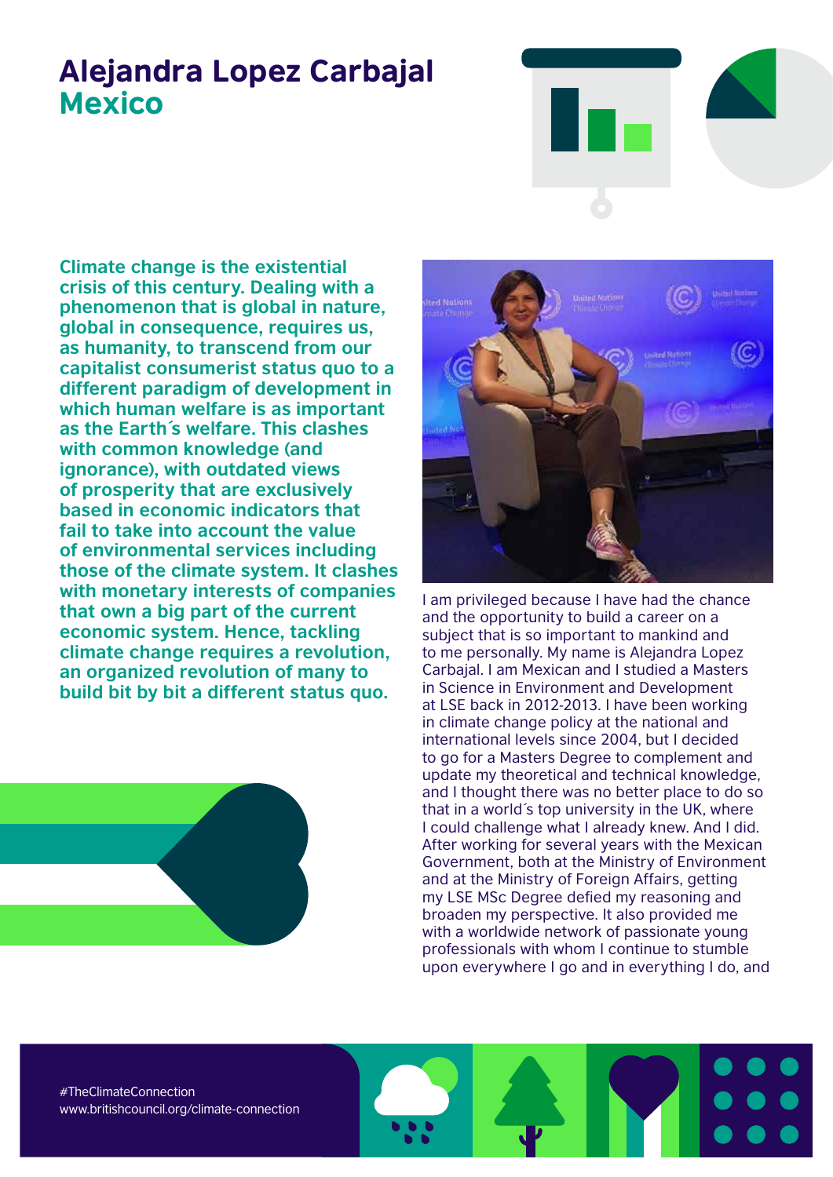# Alejandra Lopez Carbajal
## Mexico

**Climate change is the existential crisis of this century. Dealing with a phenomenon that is global in nature, global in consequence, requires us, as humanity, to transcend from our capitalist consumerist status quo to a different paradigm of development in which human welfare is as important as the Earth´s welfare. This clashes with common knowledge (and ignorance), with outdated views of prosperity that are exclusively based in economic indicators that fail to take into account the value of environmental services including those of the climate system. It clashes with monetary interests of companies that own a big part of the current economic system. Hence, tackling climate change requires a revolution, an organized revolution of many to build bit by bit a different status quo.**

I am privileged because I have had the chance and the opportunity to build a career on a subject that is so important to mankind and to me personally. My name is Alejandra Lopez Carbajal. I am Mexican and I studied a Masters in Science in Environment and Development at LSE back in 2012-2013. I have been working in climate change policy at the national and international levels since 2004, but I decided to go for a Masters Degree to complement and update my theoretical and technical knowledge, and I thought there was no better place to do so that in a world´s top university in the UK, where I could challenge what I already knew. And I did. After working for several years with the Mexican Government, both at the Ministry of Environment and at the Ministry of Foreign Affairs, getting my LSE MSc Degree defied my reasoning and broaden my perspective. It also provided me with a worldwide network of passionate young professionals with whom I continue to stumble upon everywhere I go and in everything I do, and

#TheClimateConnection
www.britishcouncil.org/climate-connection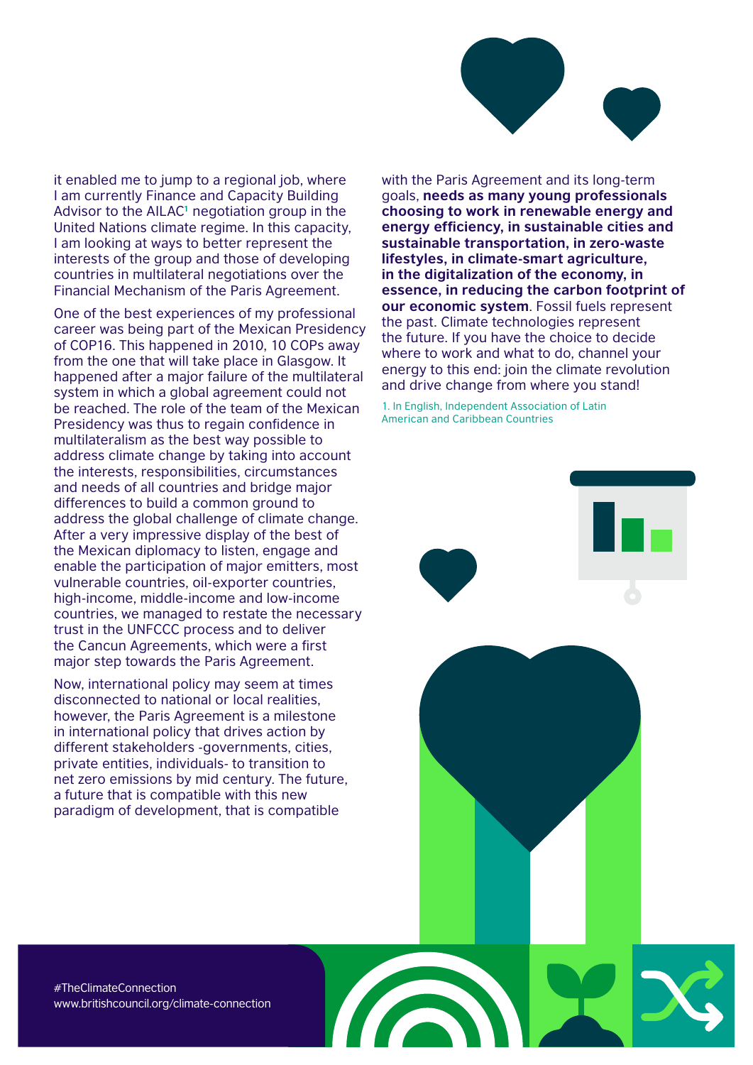it enabled me to jump to a regional job, where I am currently Finance and Capacity Building Advisor to the AILAC[1] negotiation group in the United Nations climate regime. In this capacity, I am looking at ways to better represent the interests of the group and those of developing countries in multilateral negotiations over the Financial Mechanism of the Paris Agreement.

One of the best experiences of my professional career was being part of the Mexican Presidency of COP16. This happened in 2010, 10 COPs away from the one that will take place in Glasgow. It happened after a major failure of the multilateral system in which a global agreement could not be reached. The role of the team of the Mexican Presidency was thus to regain confidence in multilateralism as the best way possible to address climate change by taking into account the interests, responsibilities, circumstances and needs of all countries and bridge major differences to build a common ground to address the global challenge of climate change. After a very impressive display of the best of the Mexican diplomacy to listen, engage and enable the participation of major emitters, most vulnerable countries, oil-exporter countries, high-income, middle-income and low-income countries, we managed to restate the necessary trust in the UNFCCC process and to deliver the Cancun Agreements, which were a first major step towards the Paris Agreement.

Now, international policy may seem at times disconnected to national or local realities, however, the Paris Agreement is a milestone in international policy that drives action by different stakeholders -governments, cities, private entities, individuals- to transition to net zero emissions by mid century. The future, a future that is compatible with this new paradigm of development, that is compatible with the Paris Agreement and its long-term goals, **needs as many young professionals choosing to work in renewable energy and energy efficiency, in sustainable cities and sustainable transportation, in zero-waste lifestyles, in climate-smart agriculture, in the digitalization of the economy, in essence, in reducing the carbon footprint of our economic system**. Fossil fuels represent the past. Climate technologies represent the future. If you have the choice to decide where to work and what to do, channel your energy to this end: join the climate revolution and drive change from where you stand!

1. In English, Independent Association of Latin American and Caribbean Countries

#TheClimateConnection
www.britishcouncil.org/climate-connection